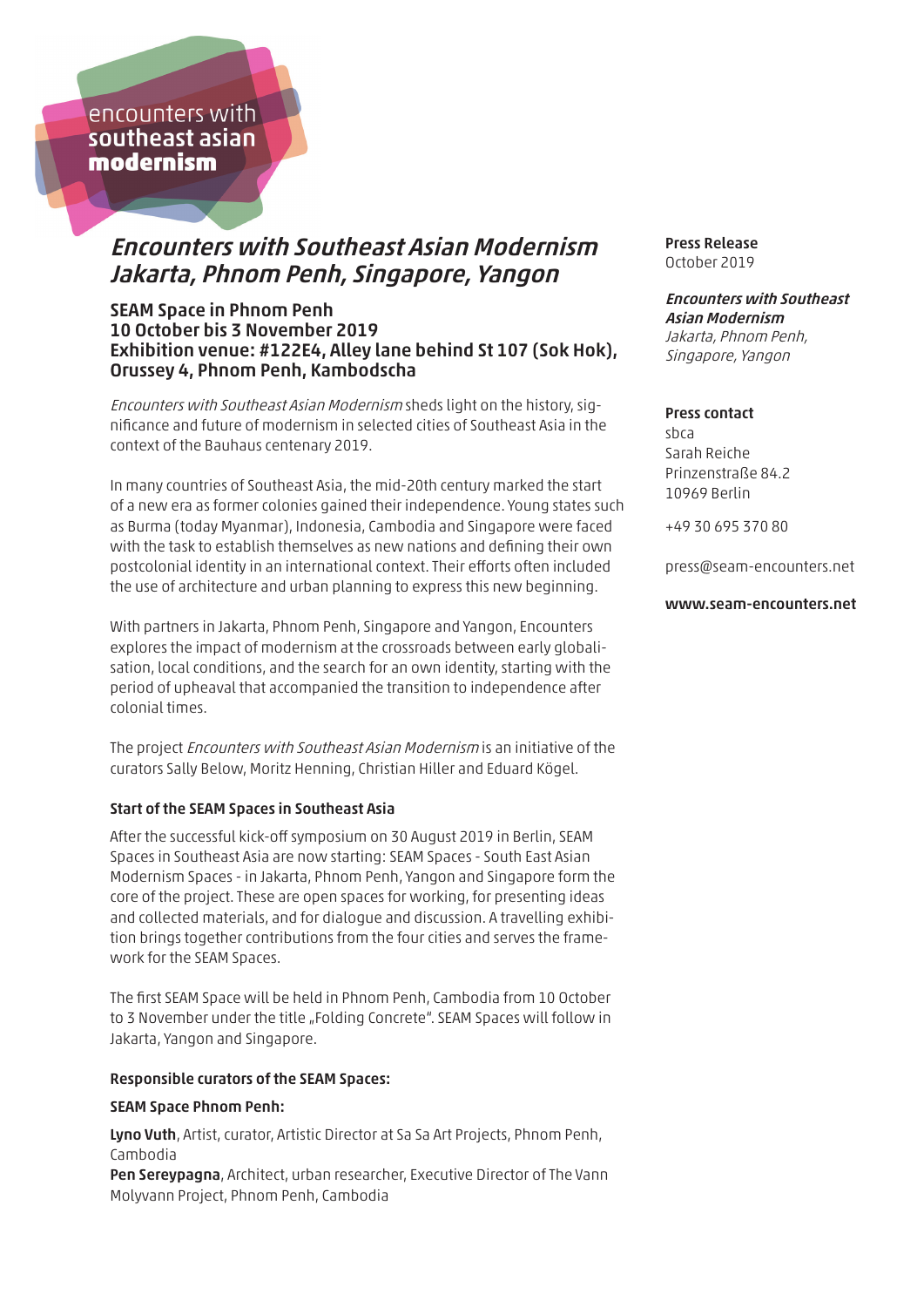encounters with
southeast asian
**modernism**

# *Encounters with Southeast Asian Modernism*
# *Jakarta, Phnom Penh, Singapore, Yangon*

**Press Release**
October 2019

***Encounters with Southeast Asian Modernism***
*Jakarta, Phnom Penh, Singapore, Yangon*

**Press contact**
sbca
Sarah Reiche
Prinzenstraße 84.2
10969 Berlin

+49 30 695 370 80

press@seam-encounters.net

**www.seam-encounters.net**

### SEAM Space in Phnom Penh
### 10 October bis 3 November 2019
### Exhibition venue: #122E4, Alley lane behind St 107 (Sok Hok), Orussey 4, Phnom Penh, Kambodscha

*Encounters with Southeast Asian Modernism* sheds light on the history, significance and future of modernism in selected cities of Southeast Asia in the context of the Bauhaus centenary 2019.

In many countries of Southeast Asia, the mid-20th century marked the start of a new era as former colonies gained their independence. Young states such as Burma (today Myanmar), Indonesia, Cambodia and Singapore were faced with the task to establish themselves as new nations and defining their own postcolonial identity in an international context. Their efforts often included the use of architecture and urban planning to express this new beginning.

With partners in Jakarta, Phnom Penh, Singapore and Yangon, Encounters explores the impact of modernism at the crossroads between early globalisation, local conditions, and the search for an own identity, starting with the period of upheaval that accompanied the transition to independence after colonial times.

The project *Encounters with Southeast Asian Modernism* is an initiative of the curators Sally Below, Moritz Henning, Christian Hiller and Eduard Kögel.

**Start of the SEAM Spaces in Southeast Asia**

After the successful kick-off symposium on 30 August 2019 in Berlin, SEAM Spaces in Southeast Asia are now starting: SEAM Spaces - South East Asian Modernism Spaces - in Jakarta, Phnom Penh, Yangon and Singapore form the core of the project. These are open spaces for working, for presenting ideas and collected materials, and for dialogue and discussion. A travelling exhibition brings together contributions from the four cities and serves the framework for the SEAM Spaces.

The first SEAM Space will be held in Phnom Penh, Cambodia from 10 October to 3 November under the title „Folding Concrete". SEAM Spaces will follow in Jakarta, Yangon and Singapore.

**Responsible curators of the SEAM Spaces:**

**SEAM Space Phnom Penh:**

**Lyno Vuth**, Artist, curator, Artistic Director at Sa Sa Art Projects, Phnom Penh, Cambodia
**Pen Sereypagna**, Architect, urban researcher, Executive Director of The Vann Molyvann Project, Phnom Penh, Cambodia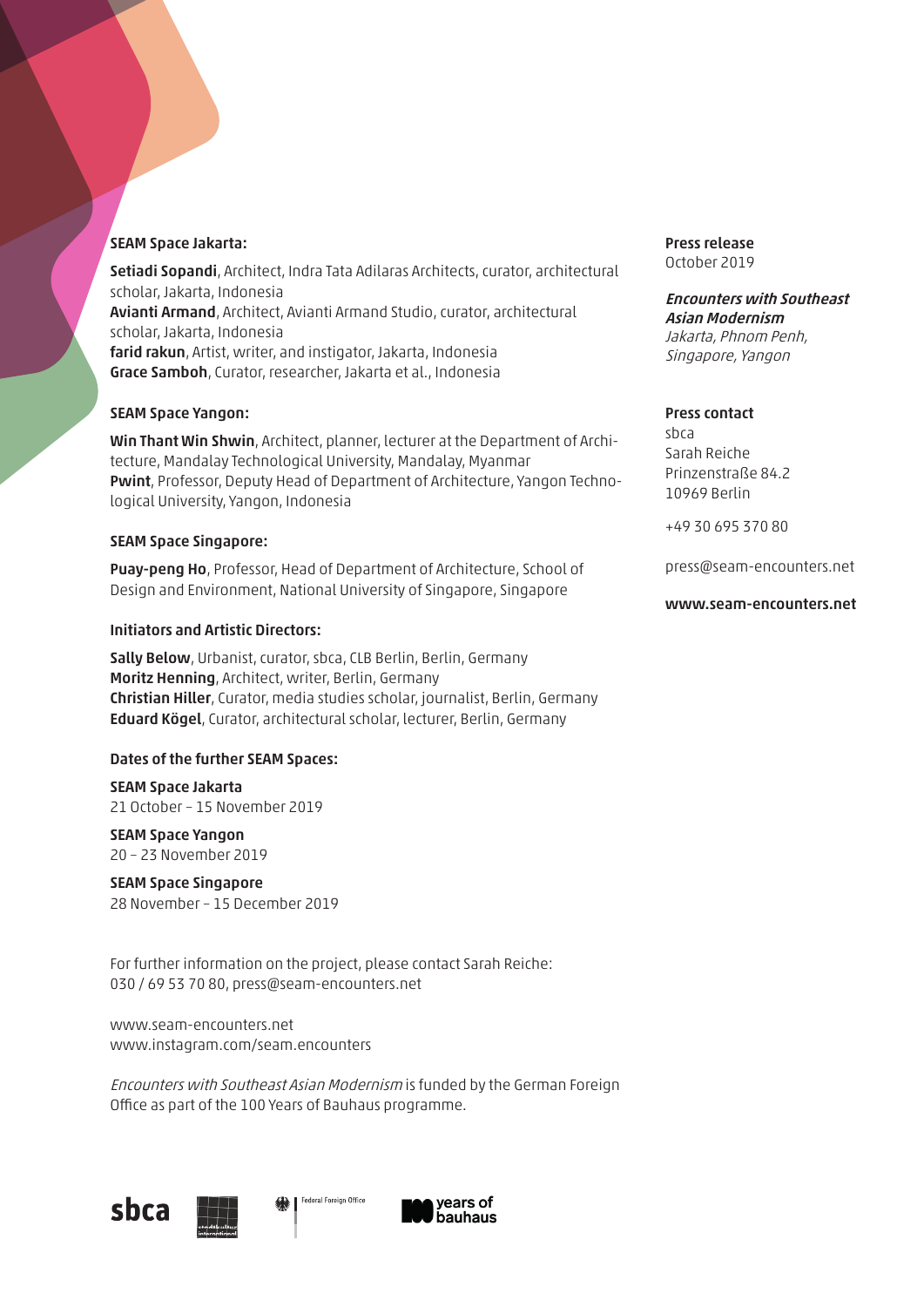**SEAM Space Jakarta:**

**Setiadi Sopandi**, Architect, Indra Tata Adilaras Architects, curator, architectural scholar, Jakarta, Indonesia
**Avianti Armand**, Architect, Avianti Armand Studio, curator, architectural scholar, Jakarta, Indonesia
**farid rakun**, Artist, writer, and instigator, Jakarta, Indonesia
**Grace Samboh**, Curator, researcher, Jakarta et al., Indonesia

**SEAM Space Yangon:**

**Win Thant Win Shwin**, Architect, planner, lecturer at the Department of Architecture, Mandalay Technological University, Mandalay, Myanmar
**Pwint**, Professor, Deputy Head of Department of Architecture, Yangon Technological University, Yangon, Indonesia

**SEAM Space Singapore:**

**Puay-peng Ho**, Professor, Head of Department of Architecture, School of Design and Environment, National University of Singapore, Singapore

**Initiators and Artistic Directors:**

**Sally Below**, Urbanist, curator, sbca, CLB Berlin, Berlin, Germany
**Moritz Henning**, Architect, writer, Berlin, Germany
**Christian Hiller**, Curator, media studies scholar, journalist, Berlin, Germany
**Eduard Kögel**, Curator, architectural scholar, lecturer, Berlin, Germany

**Dates of the further SEAM Spaces:**

**SEAM Space Jakarta**
21 October – 15 November 2019

**SEAM Space Yangon**
20 – 23 November 2019

**SEAM Space Singapore**
28 November – 15 December 2019

For further information on the project, please contact Sarah Reiche:
030 / 69 53 70 80, press@seam-encounters.net

www.seam-encounters.net
www.instagram.com/seam.encounters

*Encounters with Southeast Asian Modernism* is funded by the German Foreign Office as part of the 100 Years of Bauhaus programme.

**Press release**
October 2019

***Encounters with Southeast Asian Modernism***
*Jakarta, Phnom Penh, Singapore, Yangon*

**Press contact**
sbca
Sarah Reiche
Prinzenstraße 84.2
10969 Berlin

+49 30 695 370 80

press@seam-encounters.net

**www.seam-encounters.net**

sbca stadtkultur international Federal Foreign Office 100 years of bauhaus